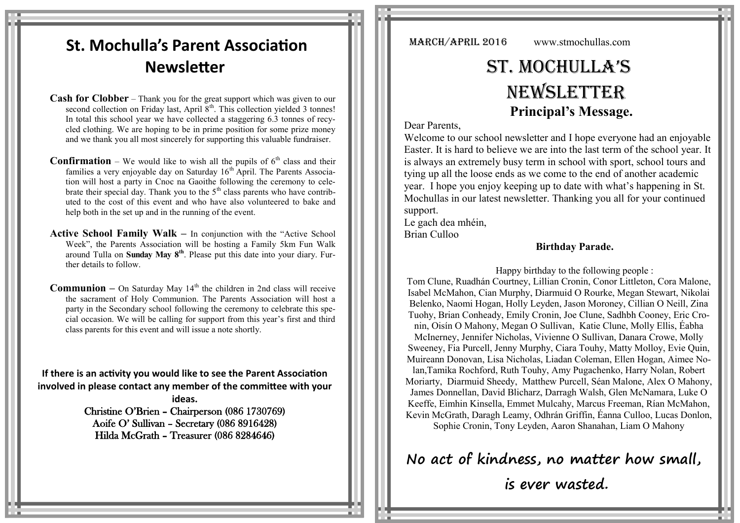# St. Mochulla's Parent Association Newsletter

**Cash for Clobber** – Thank you for the great support which was given to our second collection on Friday last, April 8th. This collection yielded 3 tonnes! In total this school year we have collected a staggering 6.3 tonnes of recycled clothing. We are hoping to be in prime position for some prize money and we thank you all most sincerely for supporting this valuable fundraiser.

**Confirmation** – We would like to wish all the pupils of 6th class and their families a very enjoyable day on Saturday 16th April. The Parents Association will host a party in Cnoc na Gaoithe following the ceremony to celebrate their special day. Thank you to the 5th class parents who have contributed to the cost of this event and who have also volunteered to bake and help both in the set up and in the running of the event.

**Active School Family Walk** – In conjunction with the "Active School Week", the Parents Association will be hosting a Family 5km Fun Walk around Tulla on **Sunday May 8th**. Please put this date into your diary. Further details to follow.

**Communion** – On Saturday May 14th the children in 2nd class will receive the sacrament of Holy Communion. The Parents Association will host a party in the Secondary school following the ceremony to celebrate this special occasion. We will be calling for support from this year's first and third class parents for this event and will issue a note shortly.

**If there is an activity you would like to see the Parent Association involved in please contact any member of the committee with your ideas.**

Christine O'Brien - Chairperson (086 1730769)
Aoife O' Sullivan - Secretary (086 8916428)
Hilda McGrath - Treasurer (086 8284646)

MARCH/APRIL 2016 www.stmochullas.com

# ST. MOCHULLA'S NEWSLETTER

## Principal's Message.

Dear Parents,

Welcome to our school newsletter and I hope everyone had an enjoyable Easter. It is hard to believe we are into the last term of the school year. It is always an extremely busy term in school with sport, school tours and tying up all the loose ends as we come to the end of another academic year. I hope you enjoy keeping up to date with what's happening in St. Mochullas in our latest newsletter. Thanking you all for your continued support.

Le gach dea mhéin,
Brian Culloo

### Birthday Parade.

Happy birthday to the following people :

Tom Clune, Ruadhán Courtney, Lillian Cronin, Conor Littleton, Cora Malone, Isabel McMahon, Cian Murphy, Diarmuid O Rourke, Megan Stewart, Nikolai Belenko, Naomi Hogan, Holly Leyden, Jason Moroney, Cillian O Neill, Zina Tuohy, Brian Conheady, Emily Cronin, Joe Clune, Sadhbh Cooney, Eric Cronin, Oisín O Mahony, Megan O Sullivan, Katie Clune, Molly Ellis, Éabha McInerney, Jennifer Nicholas, Vivienne O Sullivan, Danara Crowe, Molly Sweeney, Fia Purcell, Jenny Murphy, Ciara Touhy, Matty Molloy, Evie Quin, Muireann Donovan, Lisa Nicholas, Liadan Coleman, Ellen Hogan, Aimee Nolan,Tamika Rochford, Ruth Touhy, Amy Pugachenko, Harry Nolan, Robert Moriarty, Diarmuid Sheedy, Matthew Purcell, Séan Malone, Alex O Mahony, James Donnellan, David Blicharz, Darragh Walsh, Glen McNamara, Luke O Keeffe, Eimhin Kinsella, Emmet Mulcahy, Marcus Freeman, Rían McMahon, Kevin McGrath, Daragh Leamy, Odhrán Griffin, Éanna Culloo, Lucas Donlon, Sophie Cronin, Tony Leyden, Aaron Shanahan, Liam O Mahony

**No act of kindness, no matter how small, is ever wasted.**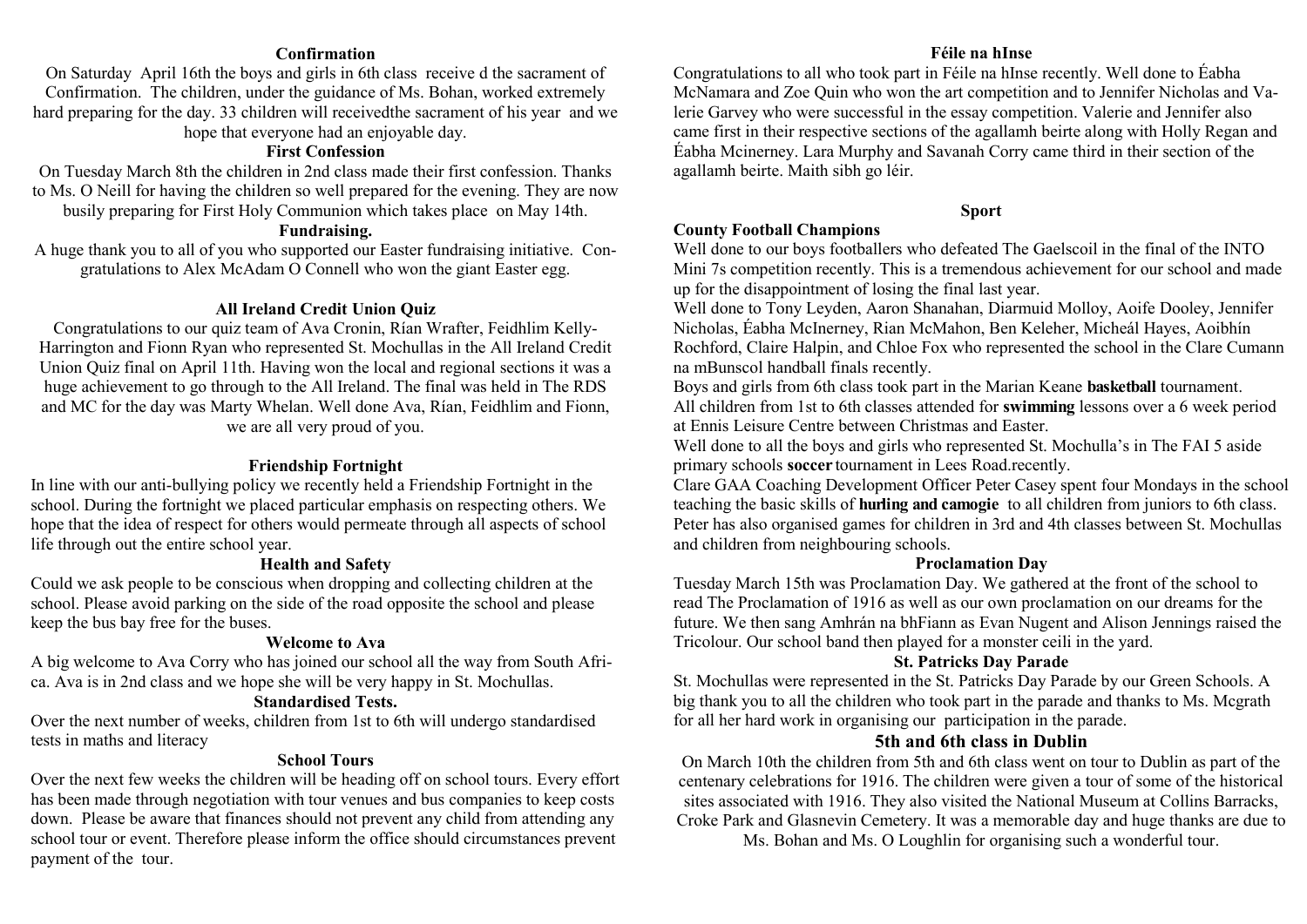### Confirmation

On Saturday April 16th the boys and girls in 6th class receive d the sacrament of Confirmation. The children, under the guidance of Ms. Bohan, worked extremely hard preparing for the day. 33 children will receivedthe sacrament of his year and we hope that everyone had an enjoyable day.

### First Confession

On Tuesday March 8th the children in 2nd class made their first confession. Thanks to Ms. O Neill for having the children so well prepared for the evening. They are now busily preparing for First Holy Communion which takes place on May 14th.

### Fundraising.

A huge thank you to all of you who supported our Easter fundraising initiative. Congratulations to Alex McAdam O Connell who won the giant Easter egg.

### All Ireland Credit Union Quiz

Congratulations to our quiz team of Ava Cronin, Rían Wrafter, Feidhlim Kelly-Harrington and Fionn Ryan who represented St. Mochullas in the All Ireland Credit Union Quiz final on April 11th. Having won the local and regional sections it was a huge achievement to go through to the All Ireland. The final was held in The RDS and MC for the day was Marty Whelan. Well done Ava, Rían, Feidhlim and Fionn, we are all very proud of you.

### Friendship Fortnight

In line with our anti-bullying policy we recently held a Friendship Fortnight in the school. During the fortnight we placed particular emphasis on respecting others. We hope that the idea of respect for others would permeate through all aspects of school life through out the entire school year.

### Health and Safety

Could we ask people to be conscious when dropping and collecting children at the school. Please avoid parking on the side of the road opposite the school and please keep the bus bay free for the buses.

### Welcome to Ava

A big welcome to Ava Corry who has joined our school all the way from South Africa. Ava is in 2nd class and we hope she will be very happy in St. Mochullas.

### Standardised Tests.

Over the next number of weeks, children from 1st to 6th will undergo standardised tests in maths and literacy

### School Tours

Over the next few weeks the children will be heading off on school tours. Every effort has been made through negotiation with tour venues and bus companies to keep costs down. Please be aware that finances should not prevent any child from attending any school tour or event. Therefore please inform the office should circumstances prevent payment of the tour.

### Féile na hInse

Congratulations to all who took part in Féile na hInse recently. Well done to Éabha McNamara and Zoe Quin who won the art competition and to Jennifer Nicholas and Valerie Garvey who were successful in the essay competition. Valerie and Jennifer also came first in their respective sections of the agallamh beirte along with Holly Regan and Éabha Mcinerney. Lara Murphy and Savanah Corry came third in their section of the agallamh beirte. Maith sibh go léir.

### Sport

**County Football Champions**

Well done to our boys footballers who defeated The Gaelscoil in the final of the INTO Mini 7s competition recently. This is a tremendous achievement for our school and made up for the disappointment of losing the final last year.

Well done to Tony Leyden, Aaron Shanahan, Diarmuid Molloy, Aoife Dooley, Jennifer Nicholas, Éabha McInerney, Rian McMahon, Ben Keleher, Micheál Hayes, Aoibhín Rochford, Claire Halpin, and Chloe Fox who represented the school in the Clare Cumann na mBunscol handball finals recently.

Boys and girls from 6th class took part in the Marian Keane **basketball** tournament.

All children from 1st to 6th classes attended for **swimming** lessons over a 6 week period at Ennis Leisure Centre between Christmas and Easter.

Well done to all the boys and girls who represented St. Mochulla's in The FAI 5 aside primary schools **soccer** tournament in Lees Road.recently.

Clare GAA Coaching Development Officer Peter Casey spent four Mondays in the school teaching the basic skills of **hurling and camogie** to all children from juniors to 6th class. Peter has also organised games for children in 3rd and 4th classes between St. Mochullas and children from neighbouring schools.

### Proclamation Day

Tuesday March 15th was Proclamation Day. We gathered at the front of the school to read The Proclamation of 1916 as well as our own proclamation on our dreams for the future. We then sang Amhrán na bhFiann as Evan Nugent and Alison Jennings raised the Tricolour. Our school band then played for a monster ceili in the yard.

### St. Patricks Day Parade

St. Mochullas were represented in the St. Patricks Day Parade by our Green Schools. A big thank you to all the children who took part in the parade and thanks to Ms. Mcgrath for all her hard work in organising our participation in the parade.

### 5th and 6th class in Dublin

On March 10th the children from 5th and 6th class went on tour to Dublin as part of the centenary celebrations for 1916. The children were given a tour of some of the historical sites associated with 1916. They also visited the National Museum at Collins Barracks, Croke Park and Glasnevin Cemetery. It was a memorable day and huge thanks are due to Ms. Bohan and Ms. O Loughlin for organising such a wonderful tour.